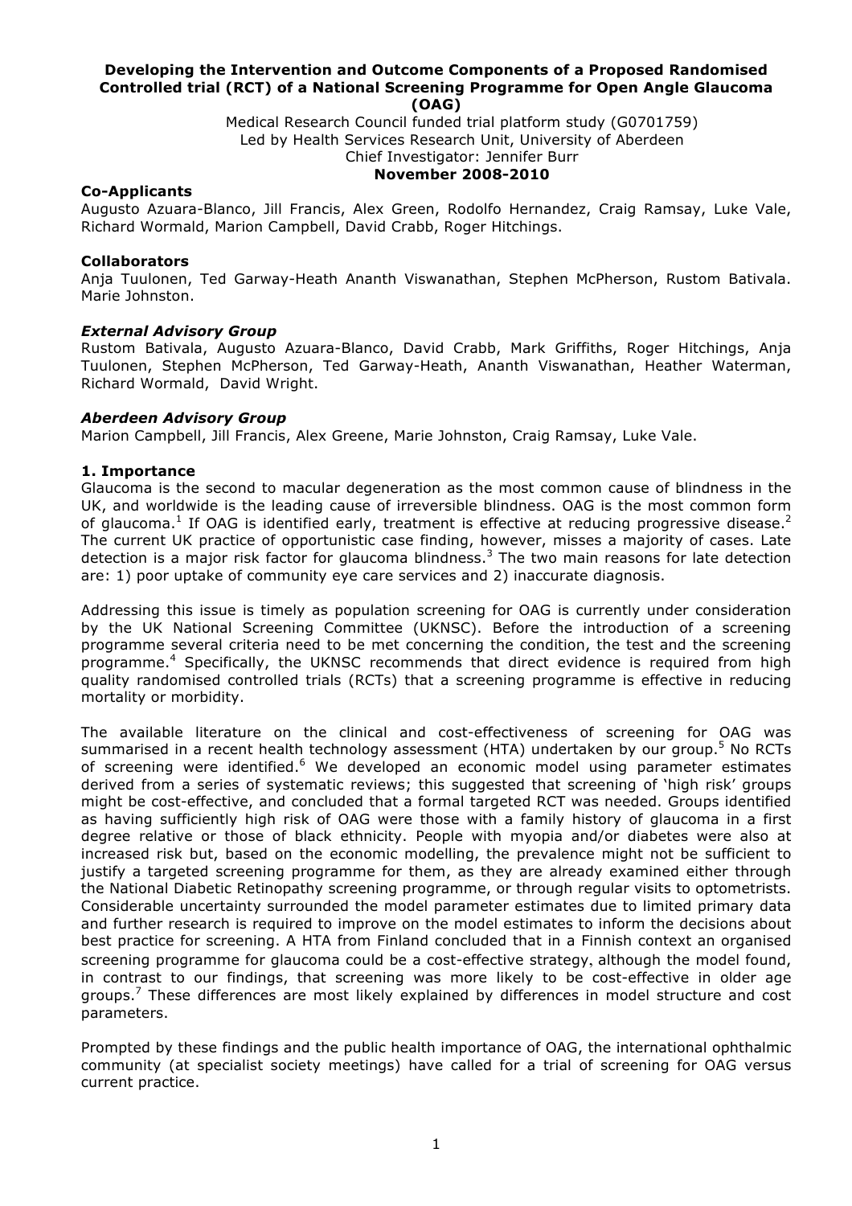# Developing the Intervention and Outcome Components of a Proposed Randomised Controlled trial (RCT) of a National Screening Programme for Open Angle Glaucoma (OAG)

Medical Research Council funded trial platform study (G0701759)
Led by Health Services Research Unit, University of Aberdeen
Chief Investigator: Jennifer Burr

**November 2008-2010**

**Co-Applicants**

Augusto Azuara-Blanco, Jill Francis, Alex Green, Rodolfo Hernandez, Craig Ramsay, Luke Vale, Richard Wormald, Marion Campbell, David Crabb, Roger Hitchings.

**Collaborators**

Anja Tuulonen, Ted Garway-Heath Ananth Viswanathan, Stephen McPherson, Rustom Bativala. Marie Johnston.

***External Advisory Group***

Rustom Bativala, Augusto Azuara-Blanco, David Crabb, Mark Griffiths, Roger Hitchings, Anja Tuulonen, Stephen McPherson, Ted Garway-Heath, Ananth Viswanathan, Heather Waterman, Richard Wormald, David Wright.

***Aberdeen Advisory Group***

Marion Campbell, Jill Francis, Alex Greene, Marie Johnston, Craig Ramsay, Luke Vale.

## 1. Importance

Glaucoma is the second to macular degeneration as the most common cause of blindness in the UK, and worldwide is the leading cause of irreversible blindness. OAG is the most common form of glaucoma.[1] If OAG is identified early, treatment is effective at reducing progressive disease.[2] The current UK practice of opportunistic case finding, however, misses a majority of cases. Late detection is a major risk factor for glaucoma blindness.[3] The two main reasons for late detection are: 1) poor uptake of community eye care services and 2) inaccurate diagnosis.

Addressing this issue is timely as population screening for OAG is currently under consideration by the UK National Screening Committee (UKNSC). Before the introduction of a screening programme several criteria need to be met concerning the condition, the test and the screening programme.[4] Specifically, the UKNSC recommends that direct evidence is required from high quality randomised controlled trials (RCTs) that a screening programme is effective in reducing mortality or morbidity.

The available literature on the clinical and cost-effectiveness of screening for OAG was summarised in a recent health technology assessment (HTA) undertaken by our group.[5] No RCTs of screening were identified.[6] We developed an economic model using parameter estimates derived from a series of systematic reviews; this suggested that screening of 'high risk' groups might be cost-effective, and concluded that a formal targeted RCT was needed. Groups identified as having sufficiently high risk of OAG were those with a family history of glaucoma in a first degree relative or those of black ethnicity. People with myopia and/or diabetes were also at increased risk but, based on the economic modelling, the prevalence might not be sufficient to justify a targeted screening programme for them, as they are already examined either through the National Diabetic Retinopathy screening programme, or through regular visits to optometrists. Considerable uncertainty surrounded the model parameter estimates due to limited primary data and further research is required to improve on the model estimates to inform the decisions about best practice for screening. A HTA from Finland concluded that in a Finnish context an organised screening programme for glaucoma could be a cost-effective strategy, although the model found, in contrast to our findings, that screening was more likely to be cost-effective in older age groups.[7] These differences are most likely explained by differences in model structure and cost parameters.

Prompted by these findings and the public health importance of OAG, the international ophthalmic community (at specialist society meetings) have called for a trial of screening for OAG versus current practice.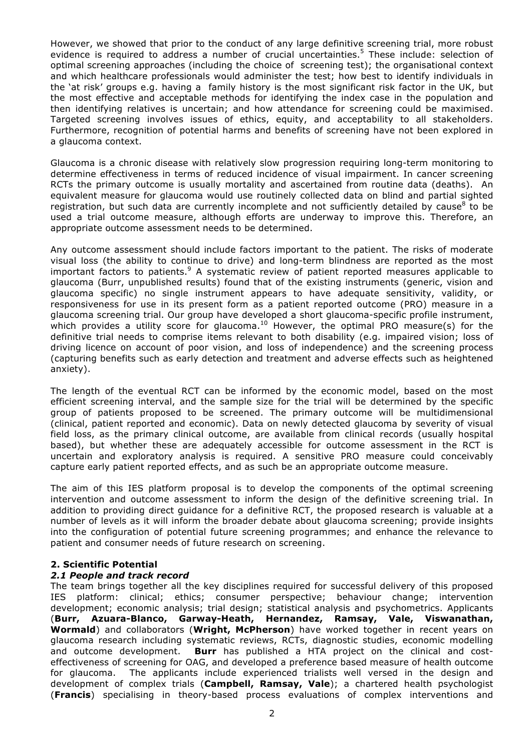However, we showed that prior to the conduct of any large definitive screening trial, more robust evidence is required to address a number of crucial uncertainties.[5] These include: selection of optimal screening approaches (including the choice of screening test); the organisational context and which healthcare professionals would administer the test; how best to identify individuals in the 'at risk' groups e.g. having a family history is the most significant risk factor in the UK, but the most effective and acceptable methods for identifying the index case in the population and then identifying relatives is uncertain; and how attendance for screening could be maximised. Targeted screening involves issues of ethics, equity, and acceptability to all stakeholders. Furthermore, recognition of potential harms and benefits of screening have not been explored in a glaucoma context.

Glaucoma is a chronic disease with relatively slow progression requiring long-term monitoring to determine effectiveness in terms of reduced incidence of visual impairment. In cancer screening RCTs the primary outcome is usually mortality and ascertained from routine data (deaths). An equivalent measure for glaucoma would use routinely collected data on blind and partial sighted registration, but such data are currently incomplete and not sufficiently detailed by cause[8] to be used a trial outcome measure, although efforts are underway to improve this. Therefore, an appropriate outcome assessment needs to be determined.

Any outcome assessment should include factors important to the patient. The risks of moderate visual loss (the ability to continue to drive) and long-term blindness are reported as the most important factors to patients.[9] A systematic review of patient reported measures applicable to glaucoma (Burr, unpublished results) found that of the existing instruments (generic, vision and glaucoma specific) no single instrument appears to have adequate sensitivity, validity, or responsiveness for use in its present form as a patient reported outcome (PRO) measure in a glaucoma screening trial. Our group have developed a short glaucoma-specific profile instrument, which provides a utility score for glaucoma.[10] However, the optimal PRO measure(s) for the definitive trial needs to comprise items relevant to both disability (e.g. impaired vision; loss of driving licence on account of poor vision, and loss of independence) and the screening process (capturing benefits such as early detection and treatment and adverse effects such as heightened anxiety).

The length of the eventual RCT can be informed by the economic model, based on the most efficient screening interval, and the sample size for the trial will be determined by the specific group of patients proposed to be screened. The primary outcome will be multidimensional (clinical, patient reported and economic). Data on newly detected glaucoma by severity of visual field loss, as the primary clinical outcome, are available from clinical records (usually hospital based), but whether these are adequately accessible for outcome assessment in the RCT is uncertain and exploratory analysis is required. A sensitive PRO measure could conceivably capture early patient reported effects, and as such be an appropriate outcome measure.

The aim of this IES platform proposal is to develop the components of the optimal screening intervention and outcome assessment to inform the design of the definitive screening trial. In addition to providing direct guidance for a definitive RCT, the proposed research is valuable at a number of levels as it will inform the broader debate about glaucoma screening; provide insights into the configuration of potential future screening programmes; and enhance the relevance to patient and consumer needs of future research on screening.

## 2. Scientific Potential

### *2.1 People and track record*

The team brings together all the key disciplines required for successful delivery of this proposed IES platform: clinical; ethics; consumer perspective; behaviour change; intervention development; economic analysis; trial design; statistical analysis and psychometrics. Applicants (**Burr, Azuara-Blanco, Garway-Heath, Hernandez, Ramsay, Vale, Viswanathan, Wormald**) and collaborators (**Wright, McPherson**) have worked together in recent years on glaucoma research including systematic reviews, RCTs, diagnostic studies, economic modelling and outcome development. **Burr** has published a HTA project on the clinical and cost-effectiveness of screening for OAG, and developed a preference based measure of health outcome for glaucoma. The applicants include experienced trialists well versed in the design and development of complex trials (**Campbell, Ramsay, Vale**); a chartered health psychologist (**Francis**) specialising in theory-based process evaluations of complex interventions and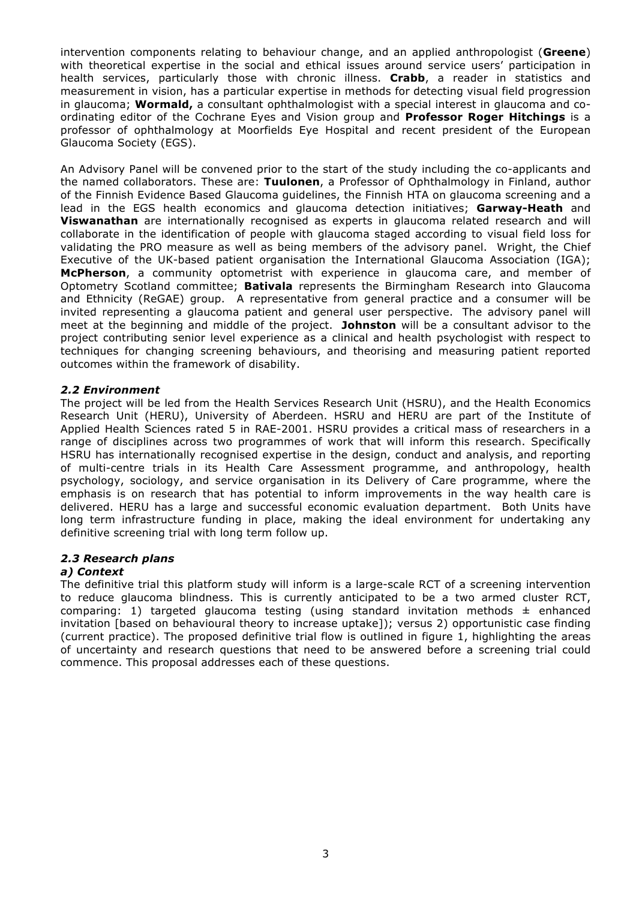intervention components relating to behaviour change, and an applied anthropologist (**Greene**) with theoretical expertise in the social and ethical issues around service users' participation in health services, particularly those with chronic illness. **Crabb**, a reader in statistics and measurement in vision, has a particular expertise in methods for detecting visual field progression in glaucoma; **Wormald,** a consultant ophthalmologist with a special interest in glaucoma and co-ordinating editor of the Cochrane Eyes and Vision group and **Professor Roger Hitchings** is a professor of ophthalmology at Moorfields Eye Hospital and recent president of the European Glaucoma Society (EGS).

An Advisory Panel will be convened prior to the start of the study including the co-applicants and the named collaborators. These are: **Tuulonen**, a Professor of Ophthalmology in Finland, author of the Finnish Evidence Based Glaucoma guidelines, the Finnish HTA on glaucoma screening and a lead in the EGS health economics and glaucoma detection initiatives; **Garway-Heath** and **Viswanathan** are internationally recognised as experts in glaucoma related research and will collaborate in the identification of people with glaucoma staged according to visual field loss for validating the PRO measure as well as being members of the advisory panel. Wright, the Chief Executive of the UK-based patient organisation the International Glaucoma Association (IGA); **McPherson**, a community optometrist with experience in glaucoma care, and member of Optometry Scotland committee; **Bativala** represents the Birmingham Research into Glaucoma and Ethnicity (ReGAE) group. A representative from general practice and a consumer will be invited representing a glaucoma patient and general user perspective. The advisory panel will meet at the beginning and middle of the project. **Johnston** will be a consultant advisor to the project contributing senior level experience as a clinical and health psychologist with respect to techniques for changing screening behaviours, and theorising and measuring patient reported outcomes within the framework of disability.

### *2.2 Environment*

The project will be led from the Health Services Research Unit (HSRU), and the Health Economics Research Unit (HERU), University of Aberdeen. HSRU and HERU are part of the Institute of Applied Health Sciences rated 5 in RAE-2001. HSRU provides a critical mass of researchers in a range of disciplines across two programmes of work that will inform this research. Specifically HSRU has internationally recognised expertise in the design, conduct and analysis, and reporting of multi-centre trials in its Health Care Assessment programme, and anthropology, health psychology, sociology, and service organisation in its Delivery of Care programme, where the emphasis is on research that has potential to inform improvements in the way health care is delivered. HERU has a large and successful economic evaluation department. Both Units have long term infrastructure funding in place, making the ideal environment for undertaking any definitive screening trial with long term follow up.

### *2.3 Research plans*

#### *a) Context*

The definitive trial this platform study will inform is a large-scale RCT of a screening intervention to reduce glaucoma blindness. This is currently anticipated to be a two armed cluster RCT, comparing: 1) targeted glaucoma testing (using standard invitation methods ± enhanced invitation [based on behavioural theory to increase uptake]); versus 2) opportunistic case finding (current practice). The proposed definitive trial flow is outlined in figure 1, highlighting the areas of uncertainty and research questions that need to be answered before a screening trial could commence. This proposal addresses each of these questions.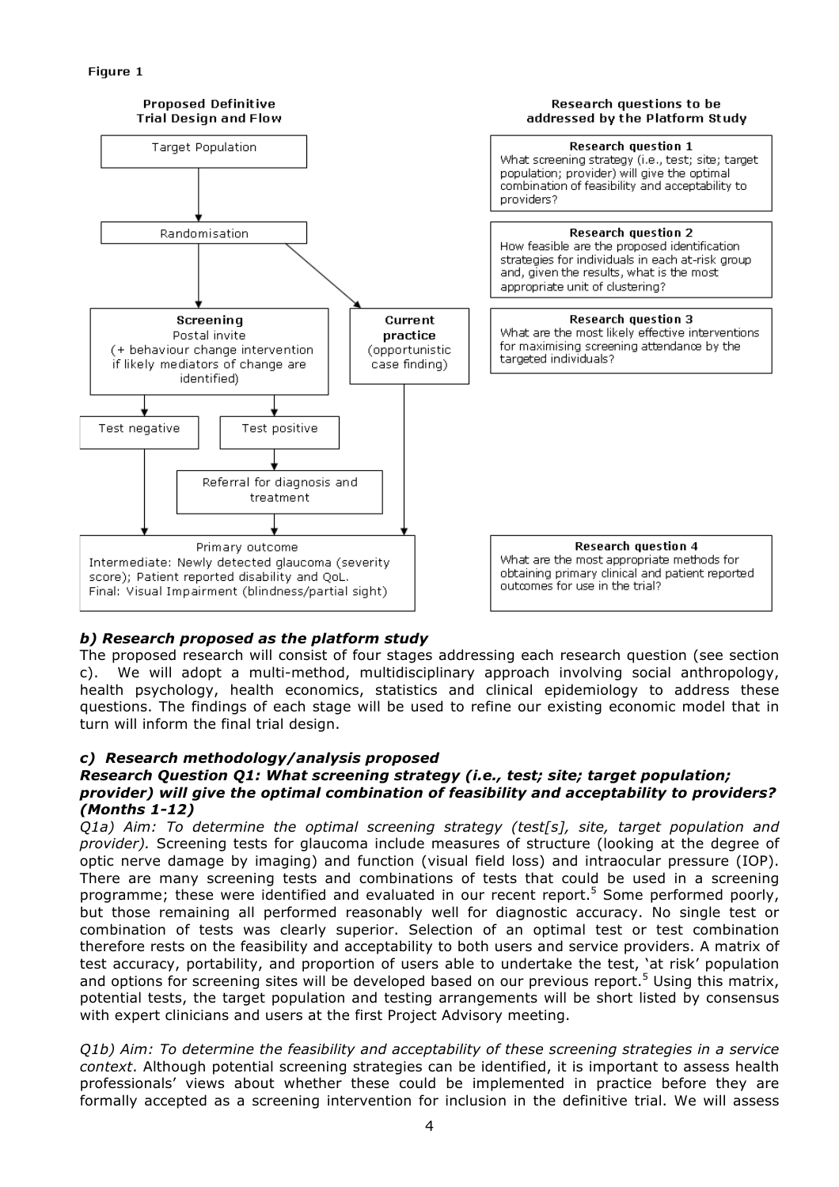**Figure 1**

**Proposed Definitive Trial Design and Flow**

Target Population → Randomisation → **Screening** Postal invite (+ behaviour change intervention if likely mediators of change are identified) / **Current practice** (opportunistic case finding)

Screening → Test negative / Test positive → Referral for diagnosis and treatment

Primary outcome
Intermediate: Newly detected glaucoma (severity score); Patient reported disability and QoL.
Final: Visual Impairment (blindness/partial sight)

**Research questions to be addressed by the Platform Study**

**Research question 1**
What screening strategy (i.e., test; site; target population; provider) will give the optimal combination of feasibility and acceptability to providers?

**Research question 2**
How feasible are the proposed identification strategies for individuals in each at-risk group and, given the results, what is the most appropriate unit of clustering?

**Research question 3**
What are the most likely effective interventions for maximising screening attendance by the targeted individuals?

**Research question 4**
What are the most appropriate methods for obtaining primary clinical and patient reported outcomes for use in the trial?

### *b) Research proposed as the platform study*

The proposed research will consist of four stages addressing each research question (see section c). We will adopt a multi-method, multidisciplinary approach involving social anthropology, health psychology, health economics, statistics and clinical epidemiology to address these questions. The findings of each stage will be used to refine our existing economic model that in turn will inform the final trial design.

### *c) Research methodology/analysis proposed*

#### *Research Question Q1: What screening strategy (i.e., test; site; target population; provider) will give the optimal combination of feasibility and acceptability to providers? (Months 1-12)*

*Q1a) Aim: To determine the optimal screening strategy (test[s], site, target population and provider).* Screening tests for glaucoma include measures of structure (looking at the degree of optic nerve damage by imaging) and function (visual field loss) and intraocular pressure (IOP). There are many screening tests and combinations of tests that could be used in a screening programme; these were identified and evaluated in our recent report.[5] Some performed poorly, but those remaining all performed reasonably well for diagnostic accuracy. No single test or combination of tests was clearly superior. Selection of an optimal test or test combination therefore rests on the feasibility and acceptability to both users and service providers. A matrix of test accuracy, portability, and proportion of users able to undertake the test, 'at risk' population and options for screening sites will be developed based on our previous report.[5] Using this matrix, potential tests, the target population and testing arrangements will be short listed by consensus with expert clinicians and users at the first Project Advisory meeting.

*Q1b) Aim: To determine the feasibility and acceptability of these screening strategies in a service context*. Although potential screening strategies can be identified, it is important to assess health professionals' views about whether these could be implemented in practice before they are formally accepted as a screening intervention for inclusion in the definitive trial. We will assess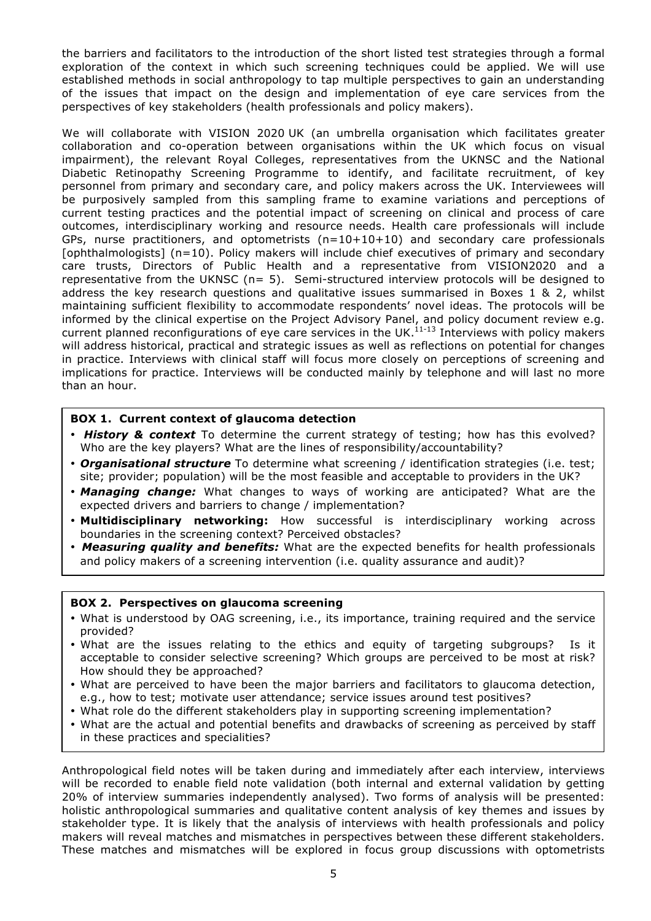the barriers and facilitators to the introduction of the short listed test strategies through a formal exploration of the context in which such screening techniques could be applied. We will use established methods in social anthropology to tap multiple perspectives to gain an understanding of the issues that impact on the design and implementation of eye care services from the perspectives of key stakeholders (health professionals and policy makers).

We will collaborate with VISION 2020 UK (an umbrella organisation which facilitates greater collaboration and co-operation between organisations within the UK which focus on visual impairment), the relevant Royal Colleges, representatives from the UKNSC and the National Diabetic Retinopathy Screening Programme to identify, and facilitate recruitment, of key personnel from primary and secondary care, and policy makers across the UK. Interviewees will be purposively sampled from this sampling frame to examine variations and perceptions of current testing practices and the potential impact of screening on clinical and process of care outcomes, interdisciplinary working and resource needs. Health care professionals will include GPs, nurse practitioners, and optometrists (n=10+10+10) and secondary care professionals [ophthalmologists] (n=10). Policy makers will include chief executives of primary and secondary care trusts, Directors of Public Health and a representative from VISION2020 and a representative from the UKNSC (n= 5). Semi-structured interview protocols will be designed to address the key research questions and qualitative issues summarised in Boxes 1 & 2, whilst maintaining sufficient flexibility to accommodate respondents' novel ideas. The protocols will be informed by the clinical expertise on the Project Advisory Panel, and policy document review e.g. current planned reconfigurations of eye care services in the UK.[11-13] Interviews with policy makers will address historical, practical and strategic issues as well as reflections on potential for changes in practice. Interviews with clinical staff will focus more closely on perceptions of screening and implications for practice. Interviews will be conducted mainly by telephone and will last no more than an hour.

**BOX 1. Current context of glaucoma detection**

- ***History & context*** To determine the current strategy of testing; how has this evolved? Who are the key players? What are the lines of responsibility/accountability?
- ***Organisational structure*** To determine what screening / identification strategies (i.e. test; site; provider; population) will be the most feasible and acceptable to providers in the UK?
- ***Managing change:*** What changes to ways of working are anticipated? What are the expected drivers and barriers to change / implementation?
- **Multidisciplinary networking:** How successful is interdisciplinary working across boundaries in the screening context? Perceived obstacles?
- ***Measuring quality and benefits:*** What are the expected benefits for health professionals and policy makers of a screening intervention (i.e. quality assurance and audit)?

**BOX 2. Perspectives on glaucoma screening**

- What is understood by OAG screening, i.e., its importance, training required and the service provided?
- What are the issues relating to the ethics and equity of targeting subgroups? Is it acceptable to consider selective screening? Which groups are perceived to be most at risk? How should they be approached?
- What are perceived to have been the major barriers and facilitators to glaucoma detection, e.g., how to test; motivate user attendance; service issues around test positives?
- What role do the different stakeholders play in supporting screening implementation?
- What are the actual and potential benefits and drawbacks of screening as perceived by staff in these practices and specialities?

Anthropological field notes will be taken during and immediately after each interview, interviews will be recorded to enable field note validation (both internal and external validation by getting 20% of interview summaries independently analysed). Two forms of analysis will be presented: holistic anthropological summaries and qualitative content analysis of key themes and issues by stakeholder type. It is likely that the analysis of interviews with health professionals and policy makers will reveal matches and mismatches in perspectives between these different stakeholders. These matches and mismatches will be explored in focus group discussions with optometrists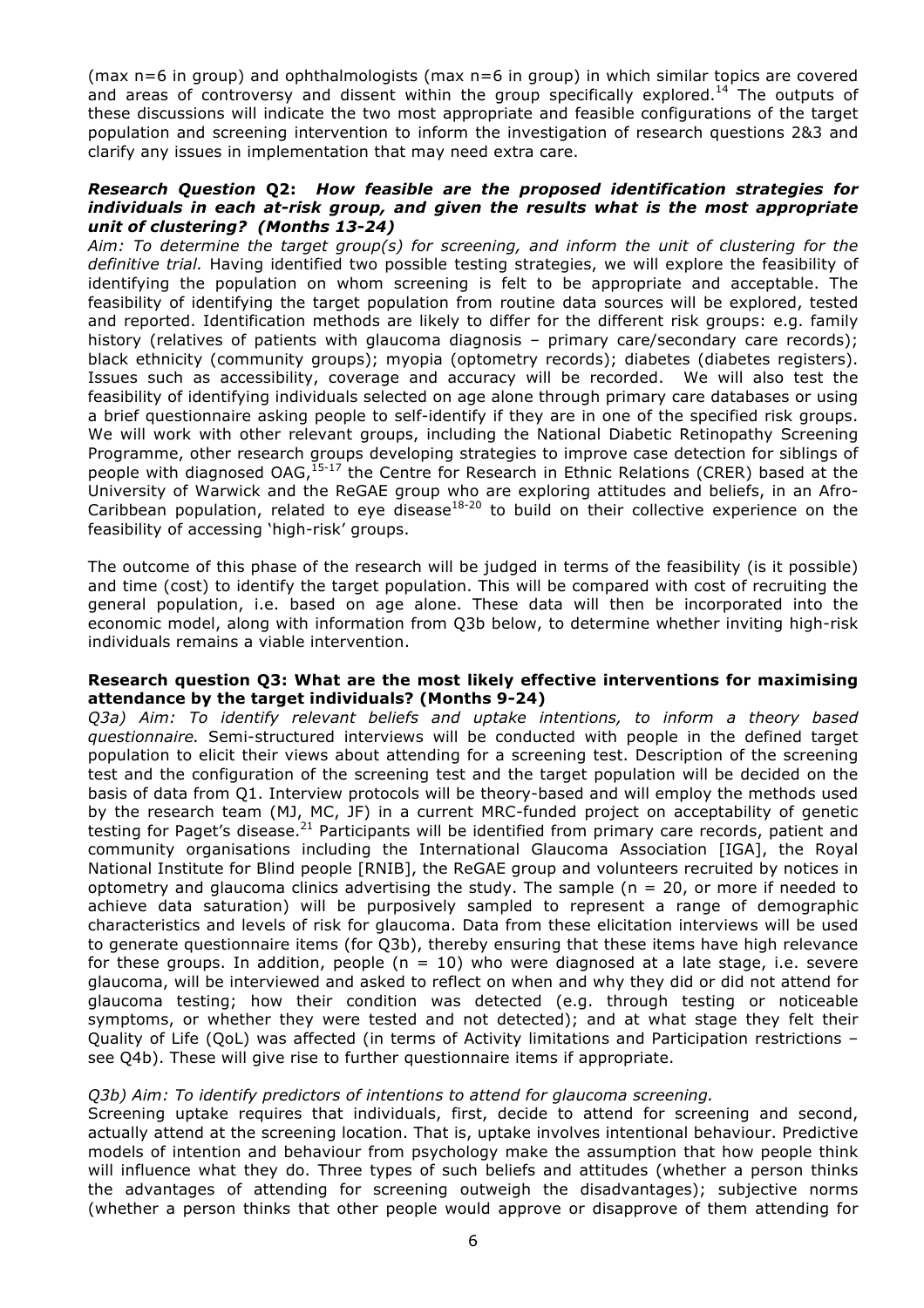(max n=6 in group) and ophthalmologists (max n=6 in group) in which similar topics are covered and areas of controversy and dissent within the group specifically explored.[14] The outputs of these discussions will indicate the two most appropriate and feasible configurations of the target population and screening intervention to inform the investigation of research questions 2&3 and clarify any issues in implementation that may need extra care.

***Research Question* Q2: *How feasible are the proposed identification strategies for individuals in each at-risk group, and given the results what is the most appropriate unit of clustering? (Months 13-24)***

*Aim: To determine the target group(s) for screening, and inform the unit of clustering for the definitive trial.* Having identified two possible testing strategies, we will explore the feasibility of identifying the population on whom screening is felt to be appropriate and acceptable. The feasibility of identifying the target population from routine data sources will be explored, tested and reported. Identification methods are likely to differ for the different risk groups: e.g. family history (relatives of patients with glaucoma diagnosis – primary care/secondary care records); black ethnicity (community groups); myopia (optometry records); diabetes (diabetes registers). Issues such as accessibility, coverage and accuracy will be recorded. We will also test the feasibility of identifying individuals selected on age alone through primary care databases or using a brief questionnaire asking people to self-identify if they are in one of the specified risk groups. We will work with other relevant groups, including the National Diabetic Retinopathy Screening Programme, other research groups developing strategies to improve case detection for siblings of people with diagnosed OAG,[15-17] the Centre for Research in Ethnic Relations (CRER) based at the University of Warwick and the ReGAE group who are exploring attitudes and beliefs, in an Afro-Caribbean population, related to eye disease[18-20] to build on their collective experience on the feasibility of accessing 'high-risk' groups.

The outcome of this phase of the research will be judged in terms of the feasibility (is it possible) and time (cost) to identify the target population. This will be compared with cost of recruiting the general population, i.e. based on age alone. These data will then be incorporated into the economic model, along with information from Q3b below, to determine whether inviting high-risk individuals remains a viable intervention.

**Research question Q3: What are the most likely effective interventions for maximising attendance by the target individuals? (Months 9-24)**

*Q3a) Aim: To identify relevant beliefs and uptake intentions, to inform a theory based questionnaire.* Semi-structured interviews will be conducted with people in the defined target population to elicit their views about attending for a screening test. Description of the screening test and the configuration of the screening test and the target population will be decided on the basis of data from Q1. Interview protocols will be theory-based and will employ the methods used by the research team (MJ, MC, JF) in a current MRC-funded project on acceptability of genetic testing for Paget's disease.[21] Participants will be identified from primary care records, patient and community organisations including the International Glaucoma Association [IGA], the Royal National Institute for Blind people [RNIB], the ReGAE group and volunteers recruited by notices in optometry and glaucoma clinics advertising the study. The sample (n = 20, or more if needed to achieve data saturation) will be purposively sampled to represent a range of demographic characteristics and levels of risk for glaucoma. Data from these elicitation interviews will be used to generate questionnaire items (for Q3b), thereby ensuring that these items have high relevance for these groups. In addition, people (n = 10) who were diagnosed at a late stage, i.e. severe glaucoma, will be interviewed and asked to reflect on when and why they did or did not attend for glaucoma testing; how their condition was detected (e.g. through testing or noticeable symptoms, or whether they were tested and not detected); and at what stage they felt their Quality of Life (QoL) was affected (in terms of Activity limitations and Participation restrictions – see Q4b). These will give rise to further questionnaire items if appropriate.

*Q3b) Aim: To identify predictors of intentions to attend for glaucoma screening.*

Screening uptake requires that individuals, first, decide to attend for screening and second, actually attend at the screening location. That is, uptake involves intentional behaviour. Predictive models of intention and behaviour from psychology make the assumption that how people think will influence what they do. Three types of such beliefs and attitudes (whether a person thinks the advantages of attending for screening outweigh the disadvantages); subjective norms (whether a person thinks that other people would approve or disapprove of them attending for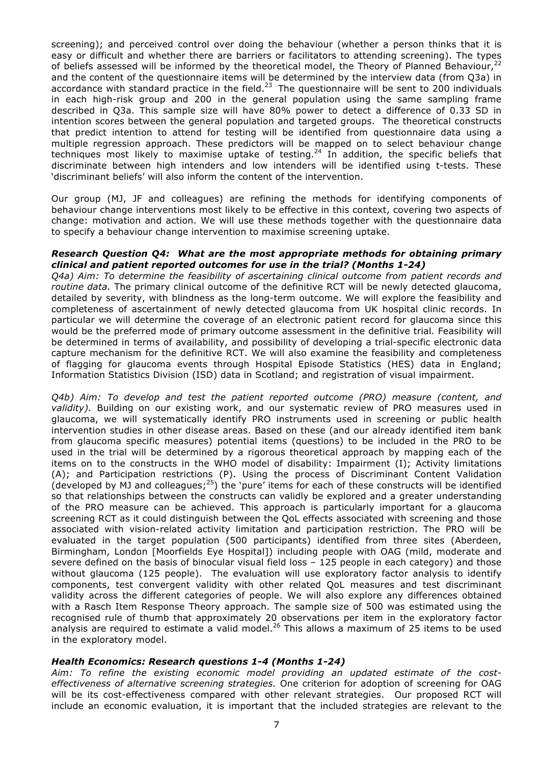screening); and perceived control over doing the behaviour (whether a person thinks that it is easy or difficult and whether there are barriers or facilitators to attending screening). The types of beliefs assessed will be informed by the theoretical model, the Theory of Planned Behaviour,[22] and the content of the questionnaire items will be determined by the interview data (from Q3a) in accordance with standard practice in the field.[23] The questionnaire will be sent to 200 individuals in each high-risk group and 200 in the general population using the same sampling frame described in Q3a. This sample size will have 80% power to detect a difference of 0.33 SD in intention scores between the general population and targeted groups. The theoretical constructs that predict intention to attend for testing will be identified from questionnaire data using a multiple regression approach. These predictors will be mapped on to select behaviour change techniques most likely to maximise uptake of testing.[24] In addition, the specific beliefs that discriminate between high intenders and low intenders will be identified using t-tests. These 'discriminant beliefs' will also inform the content of the intervention.

Our group (MJ, JF and colleagues) are refining the methods for identifying components of behaviour change interventions most likely to be effective in this context, covering two aspects of change: motivation and action. We will use these methods together with the questionnaire data to specify a behaviour change intervention to maximise screening uptake.

### *Research Question Q4: What are the most appropriate methods for obtaining primary clinical and patient reported outcomes for use in the trial? (Months 1-24)*

*Q4a) Aim: To determine the feasibility of ascertaining clinical outcome from patient records and routine data.* The primary clinical outcome of the definitive RCT will be newly detected glaucoma, detailed by severity, with blindness as the long-term outcome. We will explore the feasibility and completeness of ascertainment of newly detected glaucoma from UK hospital clinic records. In particular we will determine the coverage of an electronic patient record for glaucoma since this would be the preferred mode of primary outcome assessment in the definitive trial. Feasibility will be determined in terms of availability, and possibility of developing a trial-specific electronic data capture mechanism for the definitive RCT. We will also examine the feasibility and completeness of flagging for glaucoma events through Hospital Episode Statistics (HES) data in England; Information Statistics Division (ISD) data in Scotland; and registration of visual impairment.

*Q4b) Aim: To develop and test the patient reported outcome (PRO) measure (content, and validity).* Building on our existing work, and our systematic review of PRO measures used in glaucoma, we will systematically identify PRO instruments used in screening or public health intervention studies in other disease areas. Based on these (and our already identified item bank from glaucoma specific measures) potential items (questions) to be included in the PRO to be used in the trial will be determined by a rigorous theoretical approach by mapping each of the items on to the constructs in the WHO model of disability: Impairment (I); Activity limitations (A); and Participation restrictions (P). Using the process of Discriminant Content Validation (developed by MJ and colleagues;[25]) the 'pure' items for each of these constructs will be identified so that relationships between the constructs can validly be explored and a greater understanding of the PRO measure can be achieved. This approach is particularly important for a glaucoma screening RCT as it could distinguish between the QoL effects associated with screening and those associated with vision-related activity limitation and participation restriction. The PRO will be evaluated in the target population (500 participants) identified from three sites (Aberdeen, Birmingham, London [Moorfields Eye Hospital]) including people with OAG (mild, moderate and severe defined on the basis of binocular visual field loss – 125 people in each category) and those without glaucoma (125 people). The evaluation will use exploratory factor analysis to identify components, test convergent validity with other related QoL measures and test discriminant validity across the different categories of people. We will also explore any differences obtained with a Rasch Item Response Theory approach. The sample size of 500 was estimated using the recognised rule of thumb that approximately 20 observations per item in the exploratory factor analysis are required to estimate a valid model.[26] This allows a maximum of 25 items to be used in the exploratory model.

### *Health Economics: Research questions 1-4 (Months 1-24)*

*Aim: To refine the existing economic model providing an updated estimate of the cost-effectiveness of alternative screening strategies.* One criterion for adoption of screening for OAG will be its cost-effectiveness compared with other relevant strategies. Our proposed RCT will include an economic evaluation, it is important that the included strategies are relevant to the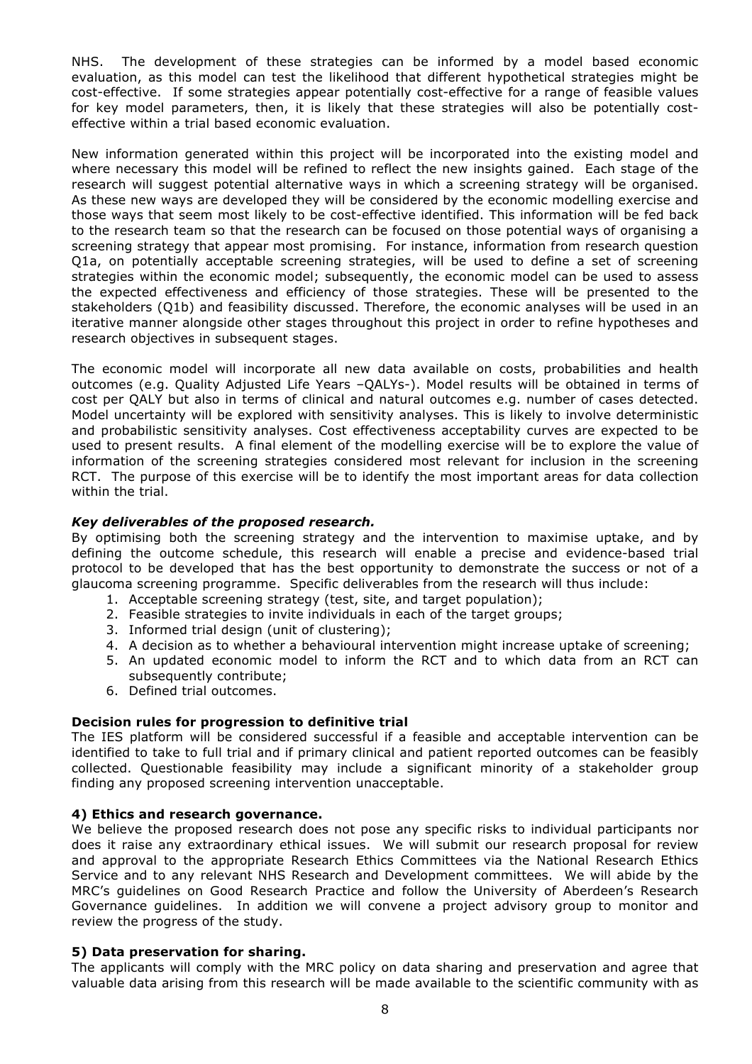NHS. The development of these strategies can be informed by a model based economic evaluation, as this model can test the likelihood that different hypothetical strategies might be cost-effective. If some strategies appear potentially cost-effective for a range of feasible values for key model parameters, then, it is likely that these strategies will also be potentially cost-effective within a trial based economic evaluation.

New information generated within this project will be incorporated into the existing model and where necessary this model will be refined to reflect the new insights gained. Each stage of the research will suggest potential alternative ways in which a screening strategy will be organised. As these new ways are developed they will be considered by the economic modelling exercise and those ways that seem most likely to be cost-effective identified. This information will be fed back to the research team so that the research can be focused on those potential ways of organising a screening strategy that appear most promising. For instance, information from research question Q1a, on potentially acceptable screening strategies, will be used to define a set of screening strategies within the economic model; subsequently, the economic model can be used to assess the expected effectiveness and efficiency of those strategies. These will be presented to the stakeholders (Q1b) and feasibility discussed. Therefore, the economic analyses will be used in an iterative manner alongside other stages throughout this project in order to refine hypotheses and research objectives in subsequent stages.

The economic model will incorporate all new data available on costs, probabilities and health outcomes (e.g. Quality Adjusted Life Years –QALYs-). Model results will be obtained in terms of cost per QALY but also in terms of clinical and natural outcomes e.g. number of cases detected. Model uncertainty will be explored with sensitivity analyses. This is likely to involve deterministic and probabilistic sensitivity analyses. Cost effectiveness acceptability curves are expected to be used to present results. A final element of the modelling exercise will be to explore the value of information of the screening strategies considered most relevant for inclusion in the screening RCT. The purpose of this exercise will be to identify the most important areas for data collection within the trial.

***Key deliverables of the proposed research.***

By optimising both the screening strategy and the intervention to maximise uptake, and by defining the outcome schedule, this research will enable a precise and evidence-based trial protocol to be developed that has the best opportunity to demonstrate the success or not of a glaucoma screening programme. Specific deliverables from the research will thus include:

1. Acceptable screening strategy (test, site, and target population);
2. Feasible strategies to invite individuals in each of the target groups;
3. Informed trial design (unit of clustering);
4. A decision as to whether a behavioural intervention might increase uptake of screening;
5. An updated economic model to inform the RCT and to which data from an RCT can subsequently contribute;
6. Defined trial outcomes.

**Decision rules for progression to definitive trial**

The IES platform will be considered successful if a feasible and acceptable intervention can be identified to take to full trial and if primary clinical and patient reported outcomes can be feasibly collected. Questionable feasibility may include a significant minority of a stakeholder group finding any proposed screening intervention unacceptable.

**4) Ethics and research governance.**

We believe the proposed research does not pose any specific risks to individual participants nor does it raise any extraordinary ethical issues. We will submit our research proposal for review and approval to the appropriate Research Ethics Committees via the National Research Ethics Service and to any relevant NHS Research and Development committees. We will abide by the MRC's guidelines on Good Research Practice and follow the University of Aberdeen's Research Governance guidelines. In addition we will convene a project advisory group to monitor and review the progress of the study.

**5) Data preservation for sharing.**

The applicants will comply with the MRC policy on data sharing and preservation and agree that valuable data arising from this research will be made available to the scientific community with as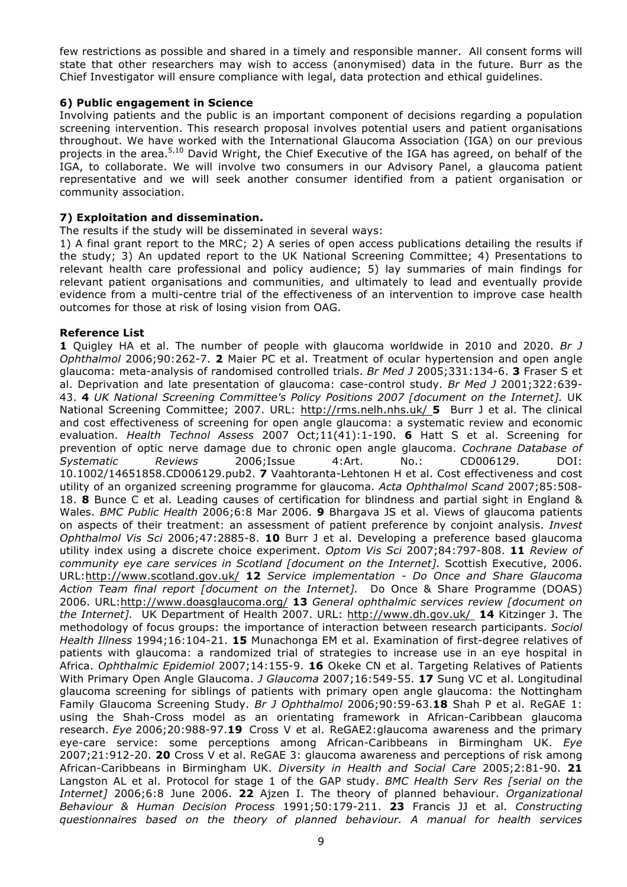few restrictions as possible and shared in a timely and responsible manner. All consent forms will state that other researchers may wish to access (anonymised) data in the future. Burr as the Chief Investigator will ensure compliance with legal, data protection and ethical guidelines.

### 6) Public engagement in Science

Involving patients and the public is an important component of decisions regarding a population screening intervention. This research proposal involves potential users and patient organisations throughout. We have worked with the International Glaucoma Association (IGA) on our previous projects in the area.[5,10] David Wright, the Chief Executive of the IGA has agreed, on behalf of the IGA, to collaborate. We will involve two consumers in our Advisory Panel, a glaucoma patient representative and we will seek another consumer identified from a patient organisation or community association.

### 7) Exploitation and dissemination.

The results if the study will be disseminated in several ways:

1) A final grant report to the MRC; 2) A series of open access publications detailing the results if the study; 3) An updated report to the UK National Screening Committee; 4) Presentations to relevant health care professional and policy audience; 5) lay summaries of main findings for relevant patient organisations and communities, and ultimately to lead and eventually provide evidence from a multi-centre trial of the effectiveness of an intervention to improve case health outcomes for those at risk of losing vision from OAG.

### Reference List

**1** Quigley HA et al. The number of people with glaucoma worldwide in 2010 and 2020. *Br J Ophthalmol* 2006;90:262-7. **2** Maier PC et al. Treatment of ocular hypertension and open angle glaucoma: meta-analysis of randomised controlled trials. *Br Med J* 2005;331:134-6. **3** Fraser S et al. Deprivation and late presentation of glaucoma: case-control study. *Br Med J* 2001;322:639-43. **4** *UK National Screening Committee's Policy Positions 2007 [document on the Internet].* UK National Screening Committee; 2007. URL: http://rms.nelh.nhs.uk/ **5** Burr J et al. The clinical and cost effectiveness of screening for open angle glaucoma: a systematic review and economic evaluation. *Health Technol Assess* 2007 Oct;11(41):1-190. **6** Hatt S et al. Screening for prevention of optic nerve damage due to chronic open angle glaucoma. *Cochrane Database of Systematic Reviews* 2006;Issue 4:Art. No.: CD006129. DOI: 10.1002/14651858.CD006129.pub2. **7** Vaahtoranta-Lehtonen H et al. Cost effectiveness and cost utility of an organized screening programme for glaucoma. *Acta Ophthalmol Scand* 2007;85:508-18. **8** Bunce C et al. Leading causes of certification for blindness and partial sight in England & Wales. *BMC Public Health* 2006;6:8 Mar 2006. **9** Bhargava JS et al. Views of glaucoma patients on aspects of their treatment: an assessment of patient preference by conjoint analysis. *Invest Ophthalmol Vis Sci* 2006;47:2885-8. **10** Burr J et al. Developing a preference based glaucoma utility index using a discrete choice experiment. *Optom Vis Sci* 2007;84:797-808. **11** *Review of community eye care services in Scotland [document on the Internet].* Scottish Executive, 2006. URL:http://www.scotland.gov.uk/ **12** *Service implementation - Do Once and Share Glaucoma Action Team final report [document on the Internet].* Do Once & Share Programme (DOAS) 2006. URL:http://www.doasglaucoma.org/ **13** *General ophthalmic services review [document on the Internet].* UK Department of Health 2007. URL: http://www.dh.gov.uk/ **14** Kitzinger J. The methodology of focus groups: the importance of interaction between research participants. *Sociol Health Illness* 1994;16:104-21. **15** Munachonga EM et al. Examination of first-degree relatives of patients with glaucoma: a randomized trial of strategies to increase use in an eye hospital in Africa. *Ophthalmic Epidemiol* 2007;14:155-9. **16** Okeke CN et al. Targeting Relatives of Patients With Primary Open Angle Glaucoma. *J Glaucoma* 2007;16:549-55. **17** Sung VC et al. Longitudinal glaucoma screening for siblings of patients with primary open angle glaucoma: the Nottingham Family Glaucoma Screening Study. *Br J Ophthalmol* 2006;90:59-63.**18** Shah P et al. ReGAE 1: using the Shah-Cross model as an orientating framework in African-Caribbean glaucoma research. *Eye* 2006;20:988-97.**19** Cross V et al. ReGAE2:glaucoma awareness and the primary eye-care service: some perceptions among African-Caribbeans in Birmingham UK. *Eye* 2007;21:912-20. **20** Cross V et al. ReGAE 3: glaucoma awareness and perceptions of risk among African-Caribbeans in Birmingham UK. *Diversity in Health and Social Care* 2005;2:81-90. **21** Langston AL et al. Protocol for stage 1 of the GAP study. *BMC Health Serv Res [serial on the Internet]* 2006;6:8 June 2006. **22** Ajzen I. The theory of planned behaviour. *Organizational Behaviour & Human Decision Process* 1991;50:179-211. **23** Francis JJ et al. *Constructing questionnaires based on the theory of planned behaviour. A manual for health services*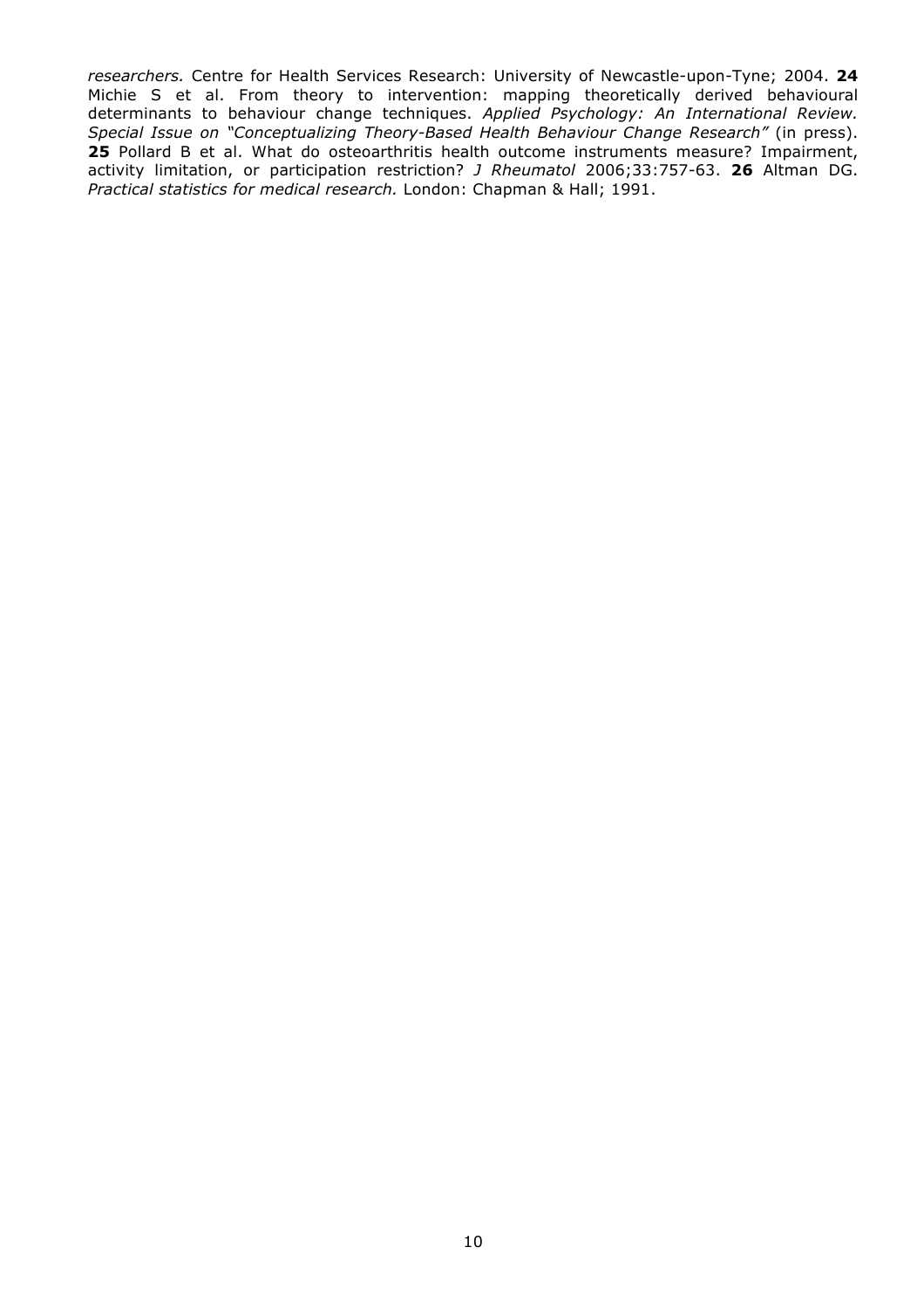*researchers.* Centre for Health Services Research: University of Newcastle-upon-Tyne; 2004. **24** Michie S et al. From theory to intervention: mapping theoretically derived behavioural determinants to behaviour change techniques. *Applied Psychology: An International Review. Special Issue on "Conceptualizing Theory-Based Health Behaviour Change Research"* (in press). **25** Pollard B et al. What do osteoarthritis health outcome instruments measure? Impairment, activity limitation, or participation restriction? *J Rheumatol* 2006;33:757-63. **26** Altman DG. *Practical statistics for medical research.* London: Chapman & Hall; 1991.